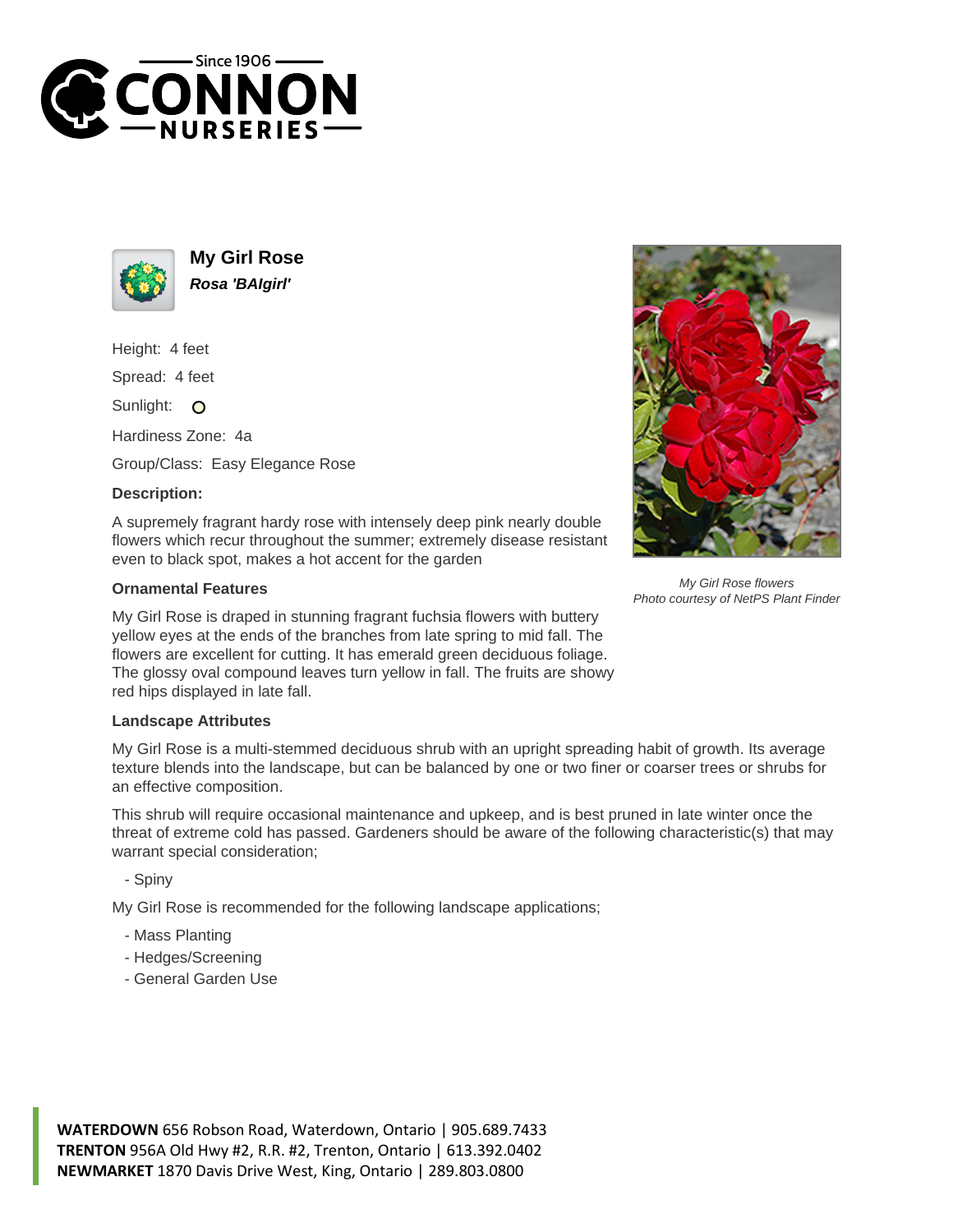# My Girl Rose

***Rosa 'BAIgirl'***

Height: 4 feet

Spread: 4 feet

Sunlight: O

Hardiness Zone: 4a

Group/Class: Easy Elegance Rose

**Description:**

A supremely fragrant hardy rose with intensely deep pink nearly double flowers which recur throughout the summer; extremely disease resistant even to black spot, makes a hot accent for the garden

### Ornamental Features

My Girl Rose is draped in stunning fragrant fuchsia flowers with buttery yellow eyes at the ends of the branches from late spring to mid fall. The flowers are excellent for cutting. It has emerald green deciduous foliage. The glossy oval compound leaves turn yellow in fall. The fruits are showy red hips displayed in late fall.

*My Girl Rose flowers*
*Photo courtesy of NetPS Plant Finder*

### Landscape Attributes

My Girl Rose is a multi-stemmed deciduous shrub with an upright spreading habit of growth. Its average texture blends into the landscape, but can be balanced by one or two finer or coarser trees or shrubs for an effective composition.

This shrub will require occasional maintenance and upkeep, and is best pruned in late winter once the threat of extreme cold has passed. Gardeners should be aware of the following characteristic(s) that may warrant special consideration;

- Spiny

My Girl Rose is recommended for the following landscape applications;

- Mass Planting
- Hedges/Screening
- General Garden Use

**WATERDOWN** 656 Robson Road, Waterdown, Ontario | 905.689.7433
**TRENTON** 956A Old Hwy #2, R.R. #2, Trenton, Ontario | 613.392.0402
**NEWMARKET** 1870 Davis Drive West, King, Ontario | 289.803.0800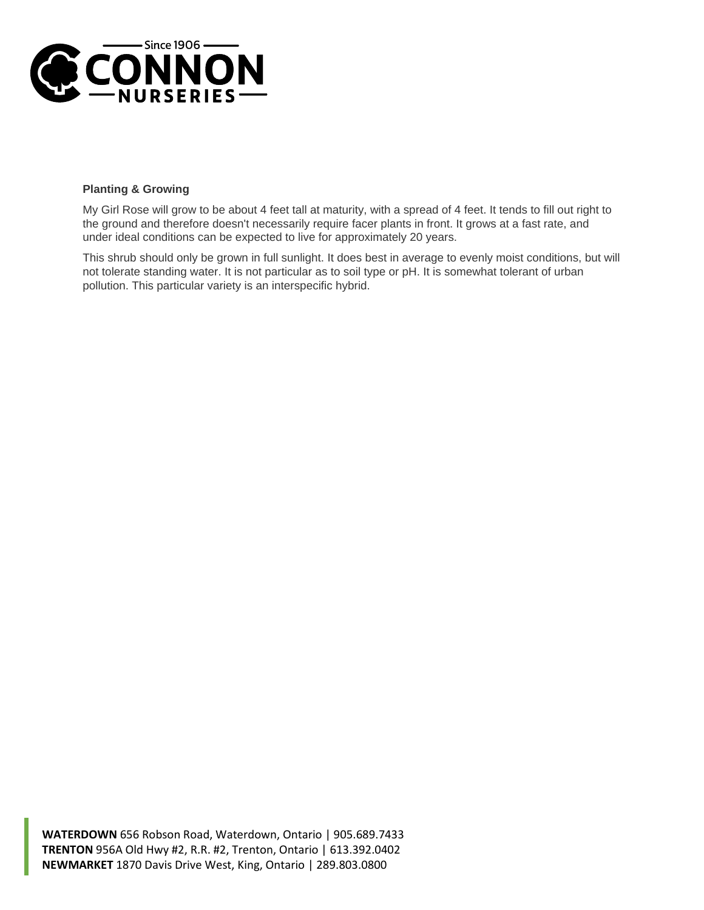### Planting & Growing

My Girl Rose will grow to be about 4 feet tall at maturity, with a spread of 4 feet. It tends to fill out right to the ground and therefore doesn't necessarily require facer plants in front. It grows at a fast rate, and under ideal conditions can be expected to live for approximately 20 years.

This shrub should only be grown in full sunlight. It does best in average to evenly moist conditions, but will not tolerate standing water. It is not particular as to soil type or pH. It is somewhat tolerant of urban pollution. This particular variety is an interspecific hybrid.